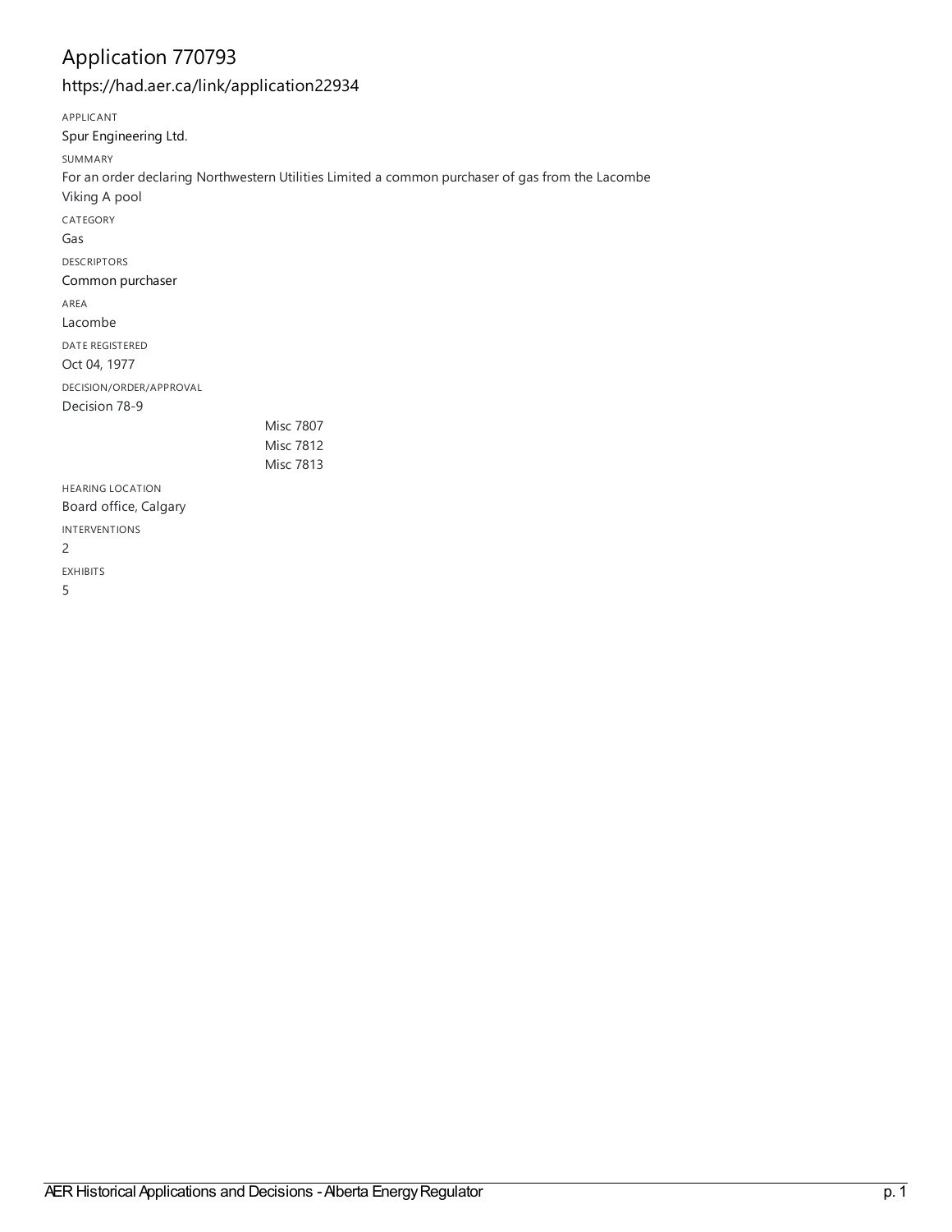# Application 770793

## https://had.aer.ca/link/application22934

APPLICANT

Spur Engineering Ltd.

SUMMARY

For an order declaring Northwestern Utilities Limited a common purchaser of gas from the Lacombe Viking A pool

CATEGORY

Gas

DESCRIPTORS

Common purchaser

AREA

Lacombe

DATE REGISTERED

Oct 04, 1977

DECISION/ORDER/APPROVAL

Decision 78-9

Misc 7807
Misc 7812
Misc 7813

HEARING LOCATION

Board office, Calgary

INTERVENTIONS

2

EXHIBITS

5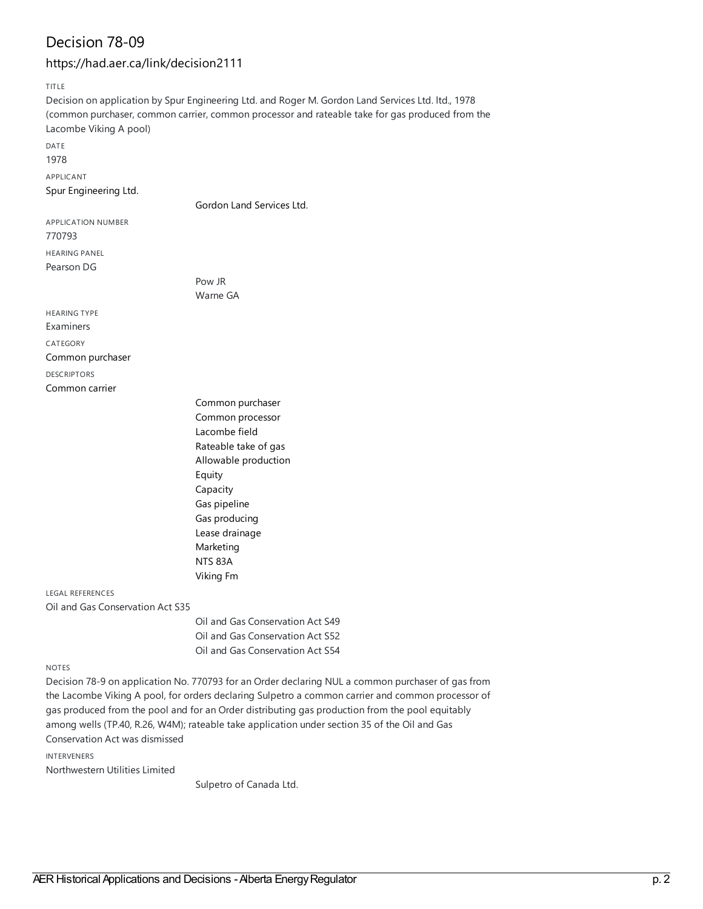# Decision 78-09

## https://had.aer.ca/link/decision2111

TITLE

Decision on application by Spur Engineering Ltd. and Roger M. Gordon Land Services Ltd. ltd., 1978 (common purchaser, common carrier, common processor and rateable take for gas produced from the Lacombe Viking A pool)

DATE

1978

APPLICANT

Spur Engineering Ltd.

Gordon Land Services Ltd.

APPLICATION NUMBER

770793

HEARING PANEL

Pearson DG

Pow JR

Warne GA

HEARING TYPE

Examiners

CATEGORY

Common purchaser

DESCRIPTORS

Common carrier

Common purchaser

Common processor

Lacombe field

Rateable take of gas

Allowable production

Equity

Capacity

Gas pipeline

Gas producing

Lease drainage

Marketing

NTS 83A

Viking Fm

LEGAL REFERENCES

Oil and Gas Conservation Act S35

Oil and Gas Conservation Act S49

Oil and Gas Conservation Act S52

Oil and Gas Conservation Act S54

NOTES

Decision 78-9 on application No. 770793 for an Order declaring NUL a common purchaser of gas from the Lacombe Viking A pool, for orders declaring Sulpetro a common carrier and common processor of gas produced from the pool and for an Order distributing gas production from the pool equitably among wells (TP.40, R.26, W4M); rateable take application under section 35 of the Oil and Gas Conservation Act was dismissed

INTERVENERS

Northwestern Utilities Limited

Sulpetro of Canada Ltd.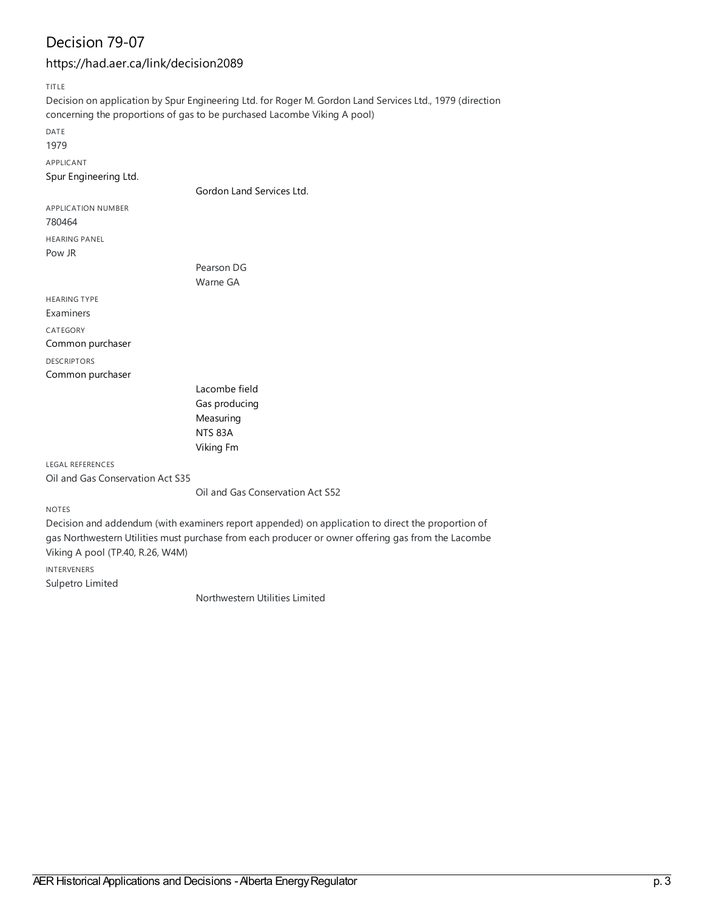# Decision 79-07

## https://had.aer.ca/link/decision2089

TITLE

Decision on application by Spur Engineering Ltd. for Roger M. Gordon Land Services Ltd., 1979 (direction concerning the proportions of gas to be purchased Lacombe Viking A pool)

DATE

1979

APPLICANT

Spur Engineering Ltd.

Gordon Land Services Ltd.

APPLICATION NUMBER

780464

HEARING PANEL

Pow JR

Pearson DG

Warne GA

HEARING TYPE

Examiners

CATEGORY

Common purchaser

DESCRIPTORS

Common purchaser

Lacombe field

Gas producing

Measuring

NTS 83A

Viking Fm

LEGAL REFERENCES

Oil and Gas Conservation Act S35

Oil and Gas Conservation Act S52

NOTES

Decision and addendum (with examiners report appended) on application to direct the proportion of gas Northwestern Utilities must purchase from each producer or owner offering gas from the Lacombe Viking A pool (TP.40, R.26, W4M)

INTERVENERS

Sulpetro Limited

Northwestern Utilities Limited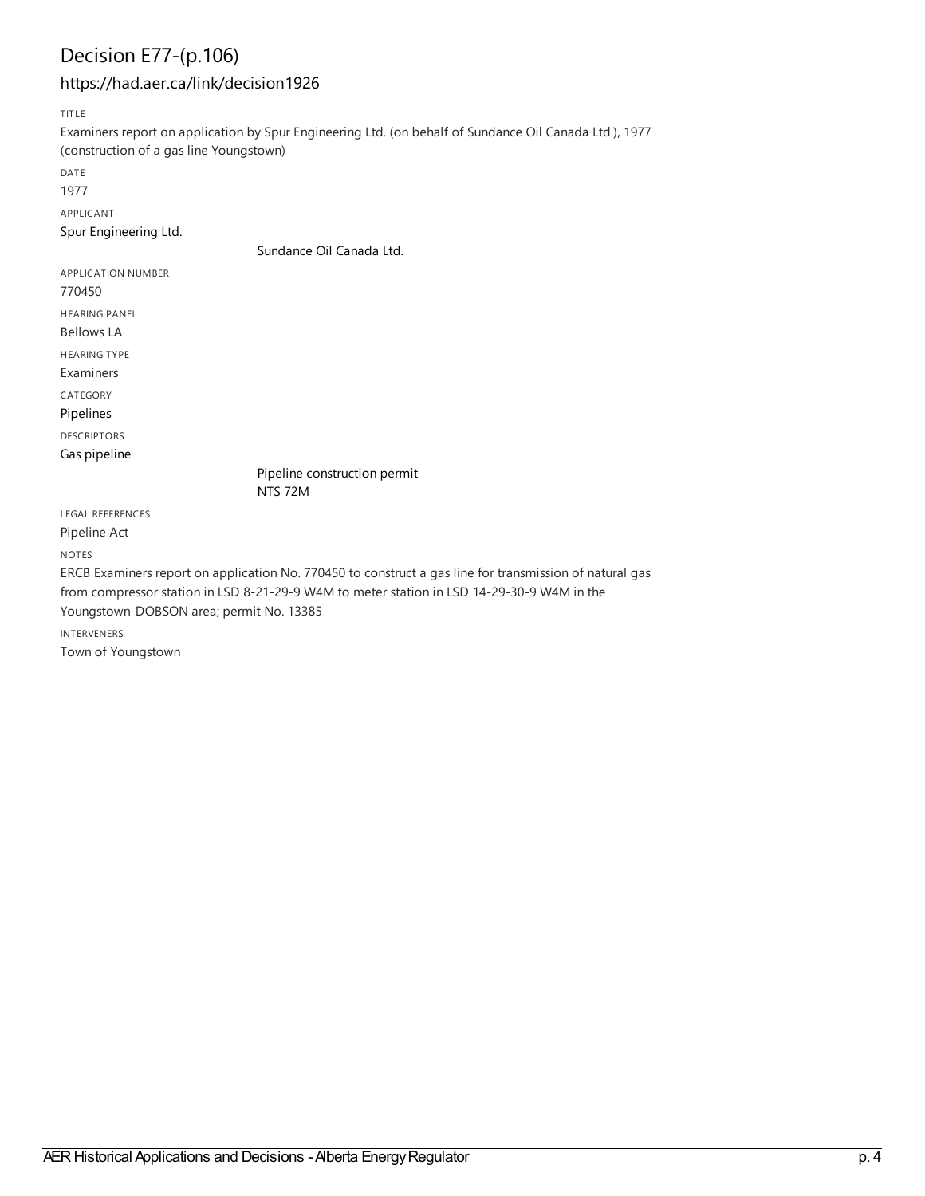# Decision E77-(p.106)

## https://had.aer.ca/link/decision1926

TITLE

Examiners report on application by Spur Engineering Ltd. (on behalf of Sundance Oil Canada Ltd.), 1977 (construction of a gas line Youngstown)

DATE

1977

APPLICANT

Spur Engineering Ltd.

Sundance Oil Canada Ltd.

APPLICATION NUMBER

770450

HEARING PANEL

Bellows LA

HEARING TYPE

Examiners

CATEGORY

Pipelines

DESCRIPTORS

Gas pipeline

Pipeline construction permit

NTS 72M

LEGAL REFERENCES

Pipeline Act

NOTES

ERCB Examiners report on application No. 770450 to construct a gas line for transmission of natural gas from compressor station in LSD 8-21-29-9 W4M to meter station in LSD 14-29-30-9 W4M in the Youngstown-DOBSON area; permit No. 13385

INTERVENERS

Town of Youngstown